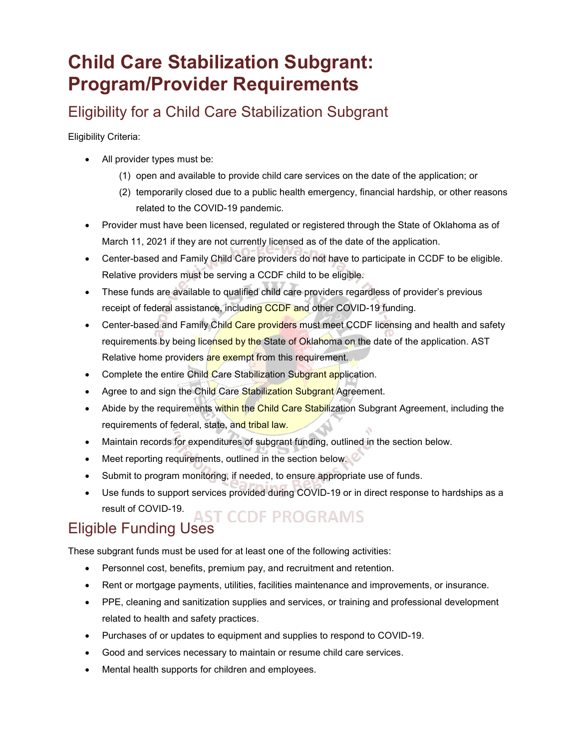# Child Care Stabilization Subgrant: Program/Provider Requirements

## Eligibility for a Child Care Stabilization Subgrant

Eligibility Criteria:

- All provider types must be:
  1. open and available to provide child care services on the date of the application; or
  2. temporarily closed due to a public health emergency, financial hardship, or other reasons related to the COVID-19 pandemic.
- Provider must have been licensed, regulated or registered through the State of Oklahoma as of March 11, 2021 if they are not currently licensed as of the date of the application.
- Center-based and Family Child Care providers do not have to participate in CCDF to be eligible. Relative providers must be serving a CCDF child to be eligible.
- These funds are available to qualified child care providers regardless of provider's previous receipt of federal assistance, including CCDF and other COVID-19 funding.
- Center-based and Family Child Care providers must meet CCDF licensing and health and safety requirements by being licensed by the State of Oklahoma on the date of the application. AST Relative home providers are exempt from this requirement.
- Complete the entire Child Care Stabilization Subgrant application.
- Agree to and sign the Child Care Stabilization Subgrant Agreement.
- Abide by the requirements within the Child Care Stabilization Subgrant Agreement, including the requirements of federal, state, and tribal law.
- Maintain records for expenditures of subgrant funding, outlined in the section below.
- Meet reporting requirements, outlined in the section below.
- Submit to program monitoring, if needed, to ensure appropriate use of funds.
- Use funds to support services provided during COVID-19 or in direct response to hardships as a result of COVID-19.

## Eligible Funding Uses

These subgrant funds must be used for at least one of the following activities:

- Personnel cost, benefits, premium pay, and recruitment and retention.
- Rent or mortgage payments, utilities, facilities maintenance and improvements, or insurance.
- PPE, cleaning and sanitization supplies and services, or training and professional development related to health and safety practices.
- Purchases of or updates to equipment and supplies to respond to COVID-19.
- Good and services necessary to maintain or resume child care services.
- Mental health supports for children and employees.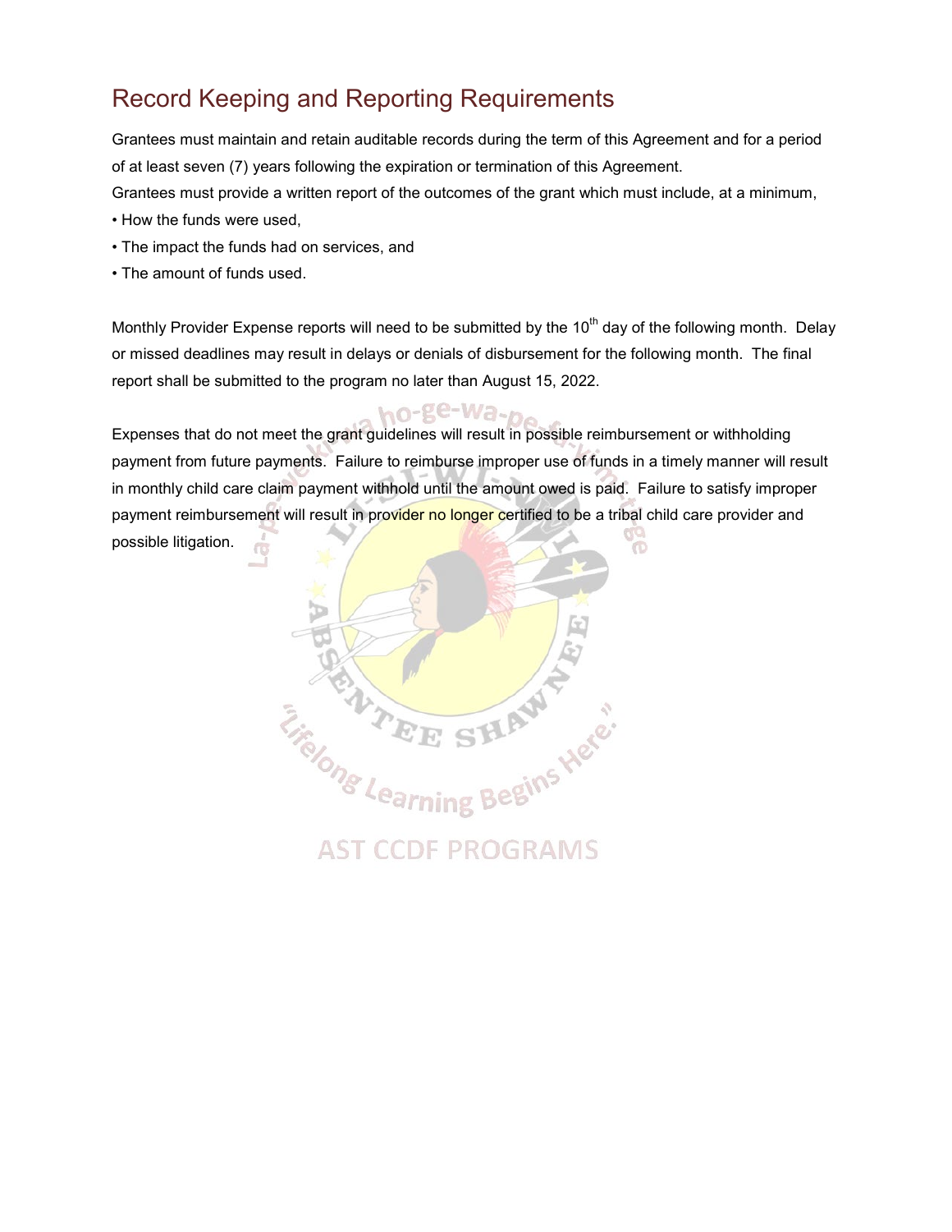## Record Keeping and Reporting Requirements

Grantees must maintain and retain auditable records during the term of this Agreement and for a period of at least seven (7) years following the expiration or termination of this Agreement.

Grantees must provide a written report of the outcomes of the grant which must include, at a minimum,

- How the funds were used,
- The impact the funds had on services, and
- The amount of funds used.

Monthly Provider Expense reports will need to be submitted by the 10th day of the following month. Delay or missed deadlines may result in delays or denials of disbursement for the following month. The final report shall be submitted to the program no later than August 15, 2022.

Expenses that do not meet the grant guidelines will result in possible reimbursement or withholding payment from future payments. Failure to reimburse improper use of funds in a timely manner will result in monthly child care claim payment withhold until the amount owed is paid. Failure to satisfy improper payment reimbursement will result in provider no longer certified to be a tribal child care provider and possible litigation.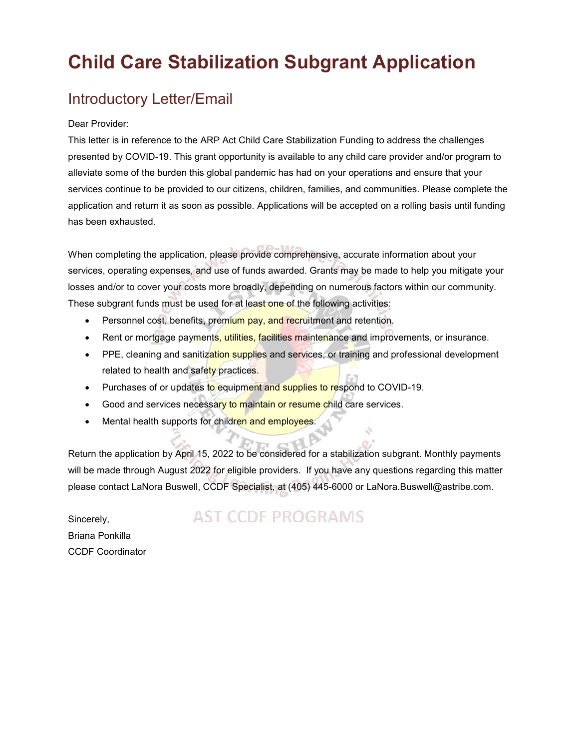// Title heading
# Child Care Stabilization Subgrant Application

## Introductory Letter/Email

Dear Provider:

This letter is in reference to the ARP Act Child Care Stabilization Funding to address the challenges presented by COVID-19. This grant opportunity is available to any child care provider and/or program to alleviate some of the burden this global pandemic has had on your operations and ensure that your services continue to be provided to our citizens, children, families, and communities. Please complete the application and return it as soon as possible. Applications will be accepted on a rolling basis until funding has been exhausted.

When completing the application, please provide comprehensive, accurate information about your services, operating expenses, and use of funds awarded. Grants may be made to help you mitigate your losses and/or to cover your costs more broadly, depending on numerous factors within our community. These subgrant funds must be used for at least one of the following activities:

- Personnel cost, benefits, premium pay, and recruitment and retention.
- Rent or mortgage payments, utilities, facilities maintenance and improvements, or insurance.
- PPE, cleaning and sanitization supplies and services, or training and professional development related to health and safety practices.
- Purchases of or updates to equipment and supplies to respond to COVID-19.
- Good and services necessary to maintain or resume child care services.
- Mental health supports for children and employees.

Return the application by April 15, 2022 to be considered for a stabilization subgrant. Monthly payments will be made through August 2022 for eligible providers. If you have any questions regarding this matter please contact LaNora Buswell, CCDF Specialist, at (405) 445-6000 or LaNora.Buswell@astribe.com.

Sincerely,
Briana Ponkilla
CCDF Coordinator